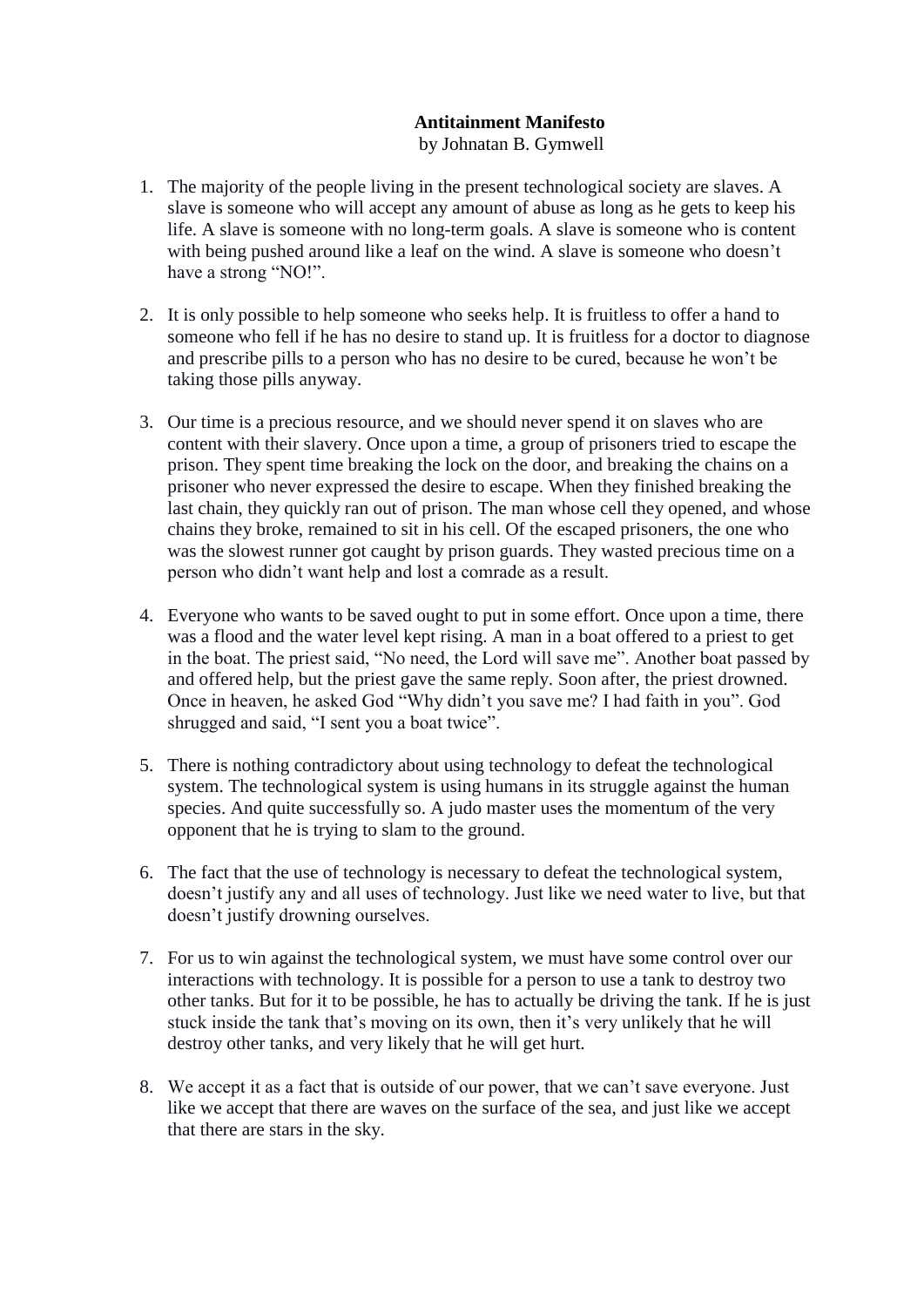**Antitainment Manifesto**

by Johnatan B. Gymwell

1. The majority of the people living in the present technological society are slaves. A slave is someone who will accept any amount of abuse as long as he gets to keep his life. A slave is someone with no long-term goals. A slave is someone who is content with being pushed around like a leaf on the wind. A slave is someone who doesn't have a strong "NO!".

2. It is only possible to help someone who seeks help. It is fruitless to offer a hand to someone who fell if he has no desire to stand up. It is fruitless for a doctor to diagnose and prescribe pills to a person who has no desire to be cured, because he won't be taking those pills anyway.

3. Our time is a precious resource, and we should never spend it on slaves who are content with their slavery. Once upon a time, a group of prisoners tried to escape the prison. They spent time breaking the lock on the door, and breaking the chains on a prisoner who never expressed the desire to escape. When they finished breaking the last chain, they quickly ran out of prison. The man whose cell they opened, and whose chains they broke, remained to sit in his cell. Of the escaped prisoners, the one who was the slowest runner got caught by prison guards. They wasted precious time on a person who didn't want help and lost a comrade as a result.

4. Everyone who wants to be saved ought to put in some effort. Once upon a time, there was a flood and the water level kept rising. A man in a boat offered to a priest to get in the boat. The priest said, "No need, the Lord will save me". Another boat passed by and offered help, but the priest gave the same reply. Soon after, the priest drowned. Once in heaven, he asked God "Why didn't you save me? I had faith in you". God shrugged and said, "I sent you a boat twice".

5. There is nothing contradictory about using technology to defeat the technological system. The technological system is using humans in its struggle against the human species. And quite successfully so. A judo master uses the momentum of the very opponent that he is trying to slam to the ground.

6. The fact that the use of technology is necessary to defeat the technological system, doesn't justify any and all uses of technology. Just like we need water to live, but that doesn't justify drowning ourselves.

7. For us to win against the technological system, we must have some control over our interactions with technology. It is possible for a person to use a tank to destroy two other tanks. But for it to be possible, he has to actually be driving the tank. If he is just stuck inside the tank that's moving on its own, then it's very unlikely that he will destroy other tanks, and very likely that he will get hurt.

8. We accept it as a fact that is outside of our power, that we can't save everyone. Just like we accept that there are waves on the surface of the sea, and just like we accept that there are stars in the sky.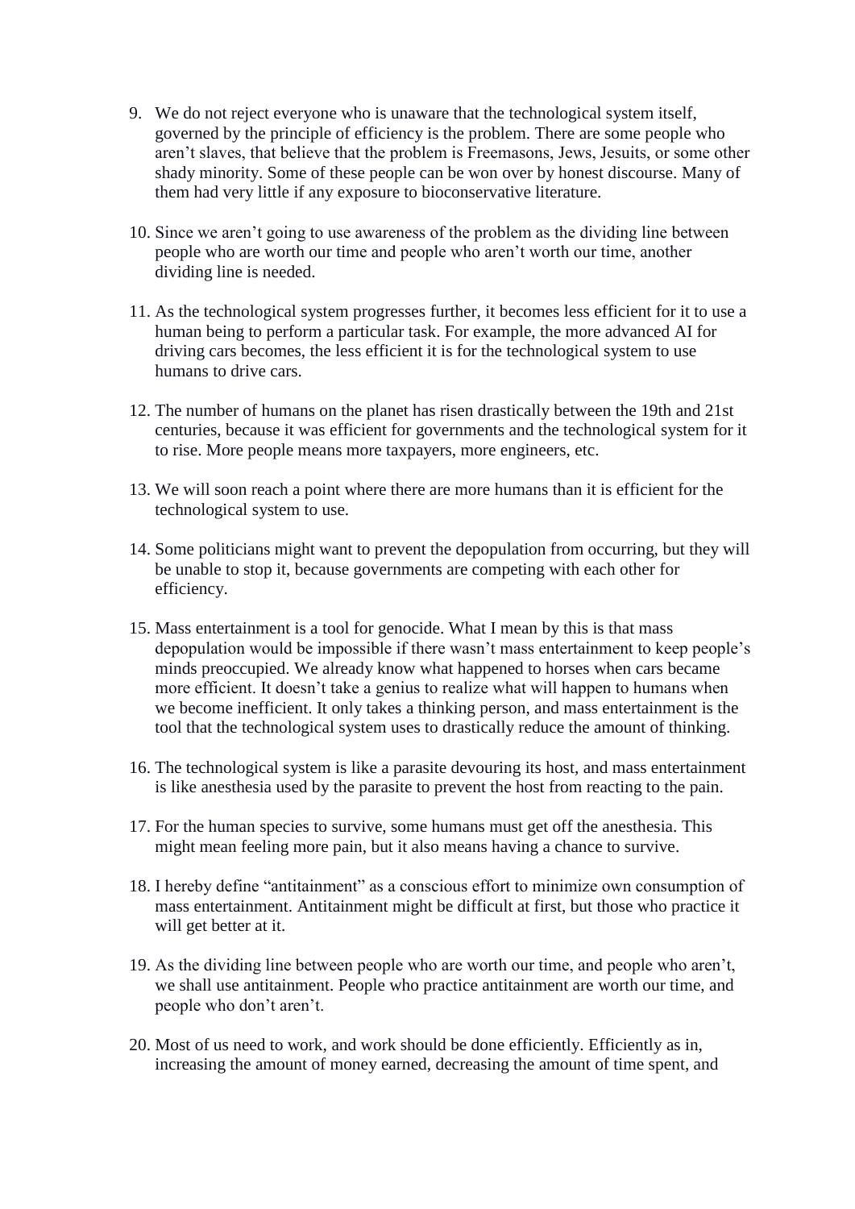9. We do not reject everyone who is unaware that the technological system itself, governed by the principle of efficiency is the problem. There are some people who aren't slaves, that believe that the problem is Freemasons, Jews, Jesuits, or some other shady minority. Some of these people can be won over by honest discourse. Many of them had very little if any exposure to bioconservative literature.

10. Since we aren't going to use awareness of the problem as the dividing line between people who are worth our time and people who aren't worth our time, another dividing line is needed.

11. As the technological system progresses further, it becomes less efficient for it to use a human being to perform a particular task. For example, the more advanced AI for driving cars becomes, the less efficient it is for the technological system to use humans to drive cars.

12. The number of humans on the planet has risen drastically between the 19th and 21st centuries, because it was efficient for governments and the technological system for it to rise. More people means more taxpayers, more engineers, etc.

13. We will soon reach a point where there are more humans than it is efficient for the technological system to use.

14. Some politicians might want to prevent the depopulation from occurring, but they will be unable to stop it, because governments are competing with each other for efficiency.

15. Mass entertainment is a tool for genocide. What I mean by this is that mass depopulation would be impossible if there wasn't mass entertainment to keep people's minds preoccupied. We already know what happened to horses when cars became more efficient. It doesn't take a genius to realize what will happen to humans when we become inefficient. It only takes a thinking person, and mass entertainment is the tool that the technological system uses to drastically reduce the amount of thinking.

16. The technological system is like a parasite devouring its host, and mass entertainment is like anesthesia used by the parasite to prevent the host from reacting to the pain.

17. For the human species to survive, some humans must get off the anesthesia. This might mean feeling more pain, but it also means having a chance to survive.

18. I hereby define "antitainment" as a conscious effort to minimize own consumption of mass entertainment. Antitainment might be difficult at first, but those who practice it will get better at it.

19. As the dividing line between people who are worth our time, and people who aren't, we shall use antitainment. People who practice antitainment are worth our time, and people who don't aren't.

20. Most of us need to work, and work should be done efficiently. Efficiently as in, increasing the amount of money earned, decreasing the amount of time spent, and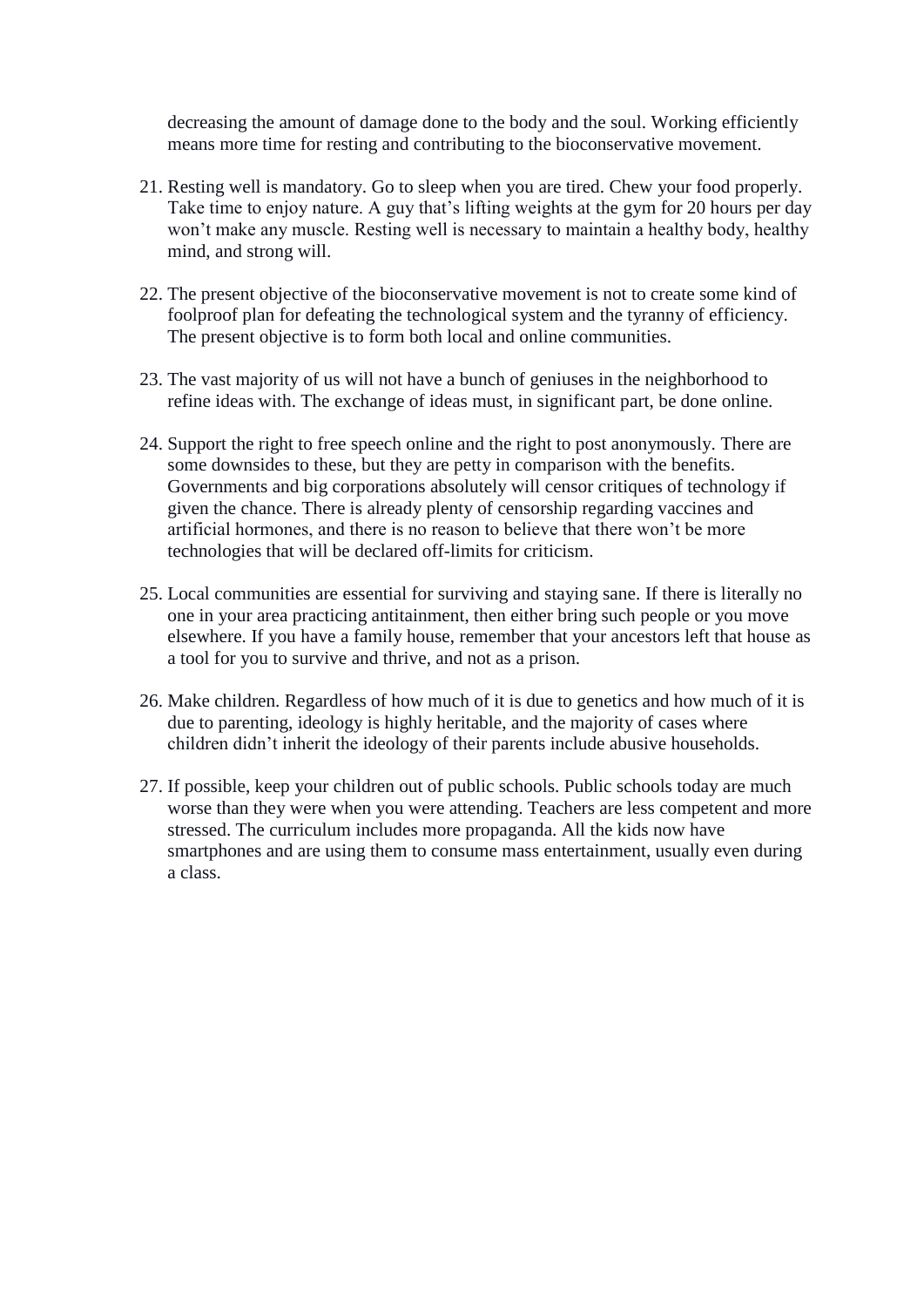decreasing the amount of damage done to the body and the soul. Working efficiently means more time for resting and contributing to the bioconservative movement.

21. Resting well is mandatory. Go to sleep when you are tired. Chew your food properly. Take time to enjoy nature. A guy that's lifting weights at the gym for 20 hours per day won't make any muscle. Resting well is necessary to maintain a healthy body, healthy mind, and strong will.

22. The present objective of the bioconservative movement is not to create some kind of foolproof plan for defeating the technological system and the tyranny of efficiency. The present objective is to form both local and online communities.

23. The vast majority of us will not have a bunch of geniuses in the neighborhood to refine ideas with. The exchange of ideas must, in significant part, be done online.

24. Support the right to free speech online and the right to post anonymously. There are some downsides to these, but they are petty in comparison with the benefits. Governments and big corporations absolutely will censor critiques of technology if given the chance. There is already plenty of censorship regarding vaccines and artificial hormones, and there is no reason to believe that there won't be more technologies that will be declared off-limits for criticism.

25. Local communities are essential for surviving and staying sane. If there is literally no one in your area practicing antitainment, then either bring such people or you move elsewhere. If you have a family house, remember that your ancestors left that house as a tool for you to survive and thrive, and not as a prison.

26. Make children. Regardless of how much of it is due to genetics and how much of it is due to parenting, ideology is highly heritable, and the majority of cases where children didn't inherit the ideology of their parents include abusive households.

27. If possible, keep your children out of public schools. Public schools today are much worse than they were when you were attending. Teachers are less competent and more stressed. The curriculum includes more propaganda. All the kids now have smartphones and are using them to consume mass entertainment, usually even during a class.